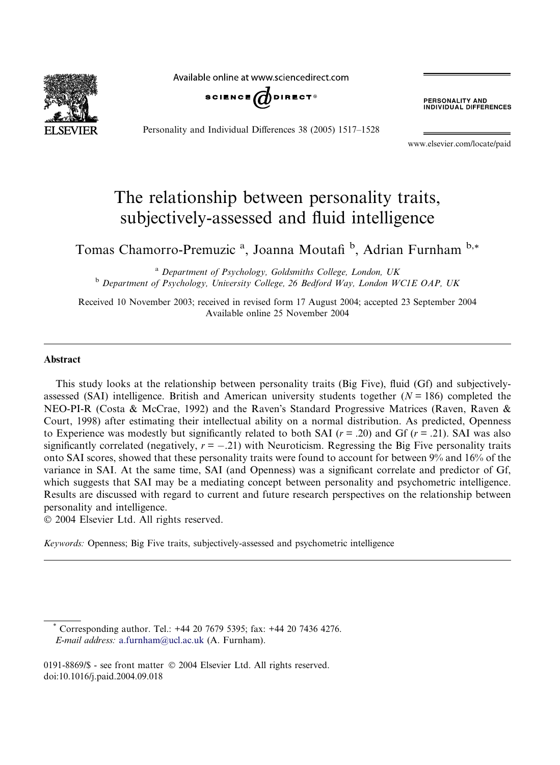# The relationship between personality traits, subjectively-assessed and fluid intelligence

Tomas Chamorro-Premuzic [a], Joanna Moutafi [b], Adrian Furnham [b,*]

[a] *Department of Psychology, Goldsmiths College, London, UK*
[b] *Department of Psychology, University College, 26 Bedford Way, London WC1E OAP, UK*

Received 10 November 2003; received in revised form 17 August 2004; accepted 23 September 2004
Available online 25 November 2004

## Abstract

This study looks at the relationship between personality traits (Big Five), fluid (Gf) and subjectively-assessed (SAI) intelligence. British and American university students together ($N = 186$) completed the NEO-PI-R (Costa & McCrae, 1992) and the Raven's Standard Progressive Matrices (Raven, Raven & Court, 1998) after estimating their intellectual ability on a normal distribution. As predicted, Openness to Experience was modestly but significantly related to both SAI ($r = .20$) and Gf ($r = .21$). SAI was also significantly correlated (negatively, $r = -.21$) with Neuroticism. Regressing the Big Five personality traits onto SAI scores, showed that these personality traits were found to account for between 9% and 16% of the variance in SAI. At the same time, SAI (and Openness) was a significant correlate and predictor of Gf, which suggests that SAI may be a mediating concept between personality and psychometric intelligence. Results are discussed with regard to current and future research perspectives on the relationship between personality and intelligence.
© 2004 Elsevier Ltd. All rights reserved.

*Keywords:* Openness; Big Five traits, subjectively-assessed and psychometric intelligence

---

\* Corresponding author. Tel.: +44 20 7679 5395; fax: +44 20 7436 4276.
*E-mail address:* a.furnham@ucl.ac.uk (A. Furnham).

0191-8869/$ - see front matter © 2004 Elsevier Ltd. All rights reserved.
doi:10.1016/j.paid.2004.09.018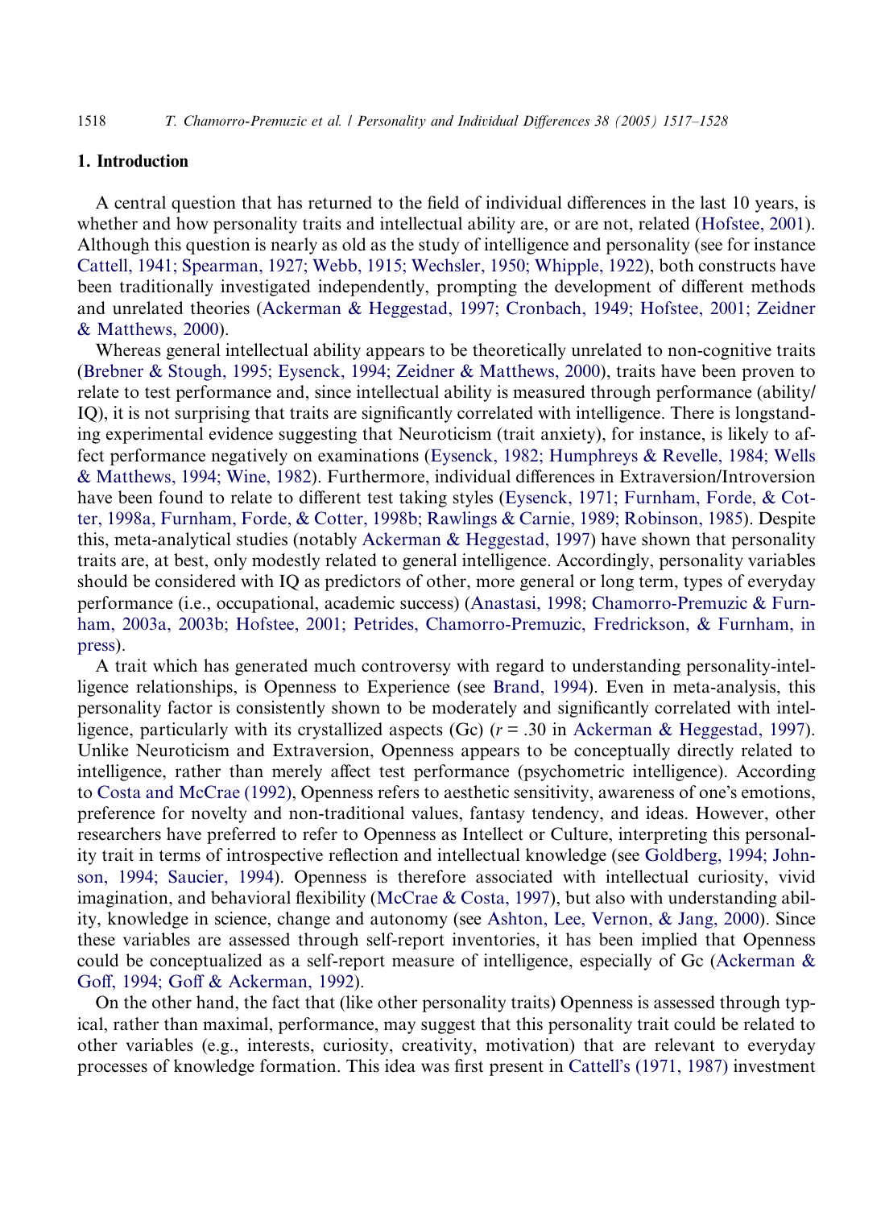## 1. Introduction

A central question that has returned to the field of individual differences in the last 10 years, is whether and how personality traits and intellectual ability are, or are not, related (Hofstee, 2001). Although this question is nearly as old as the study of intelligence and personality (see for instance Cattell, 1941; Spearman, 1927; Webb, 1915; Wechsler, 1950; Whipple, 1922), both constructs have been traditionally investigated independently, prompting the development of different methods and unrelated theories (Ackerman & Heggestad, 1997; Cronbach, 1949; Hofstee, 2001; Zeidner & Matthews, 2000).

Whereas general intellectual ability appears to be theoretically unrelated to non-cognitive traits (Brebner & Stough, 1995; Eysenck, 1994; Zeidner & Matthews, 2000), traits have been proven to relate to test performance and, since intellectual ability is measured through performance (ability/IQ), it is not surprising that traits are significantly correlated with intelligence. There is longstanding experimental evidence suggesting that Neuroticism (trait anxiety), for instance, is likely to affect performance negatively on examinations (Eysenck, 1982; Humphreys & Revelle, 1984; Wells & Matthews, 1994; Wine, 1982). Furthermore, individual differences in Extraversion/Introversion have been found to relate to different test taking styles (Eysenck, 1971; Furnham, Forde, & Cotter, 1998a, Furnham, Forde, & Cotter, 1998b; Rawlings & Carnie, 1989; Robinson, 1985). Despite this, meta-analytical studies (notably Ackerman & Heggestad, 1997) have shown that personality traits are, at best, only modestly related to general intelligence. Accordingly, personality variables should be considered with IQ as predictors of other, more general or long term, types of everyday performance (i.e., occupational, academic success) (Anastasi, 1998; Chamorro-Premuzic & Furnham, 2003a, 2003b; Hofstee, 2001; Petrides, Chamorro-Premuzic, Fredrickson, & Furnham, in press).

A trait which has generated much controversy with regard to understanding personality-intelligence relationships, is Openness to Experience (see Brand, 1994). Even in meta-analysis, this personality factor is consistently shown to be moderately and significantly correlated with intelligence, particularly with its crystallized aspects (Gc) ($r = .30$ in Ackerman & Heggestad, 1997). Unlike Neuroticism and Extraversion, Openness appears to be conceptually directly related to intelligence, rather than merely affect test performance (psychometric intelligence). According to Costa and McCrae (1992), Openness refers to aesthetic sensitivity, awareness of one's emotions, preference for novelty and non-traditional values, fantasy tendency, and ideas. However, other researchers have preferred to refer to Openness as Intellect or Culture, interpreting this personality trait in terms of introspective reflection and intellectual knowledge (see Goldberg, 1994; Johnson, 1994; Saucier, 1994). Openness is therefore associated with intellectual curiosity, vivid imagination, and behavioral flexibility (McCrae & Costa, 1997), but also with understanding ability, knowledge in science, change and autonomy (see Ashton, Lee, Vernon, & Jang, 2000). Since these variables are assessed through self-report inventories, it has been implied that Openness could be conceptualized as a self-report measure of intelligence, especially of Gc (Ackerman & Goff, 1994; Goff & Ackerman, 1992).

On the other hand, the fact that (like other personality traits) Openness is assessed through typical, rather than maximal, performance, may suggest that this personality trait could be related to other variables (e.g., interests, curiosity, creativity, motivation) that are relevant to everyday processes of knowledge formation. This idea was first present in Cattell's (1971, 1987) investment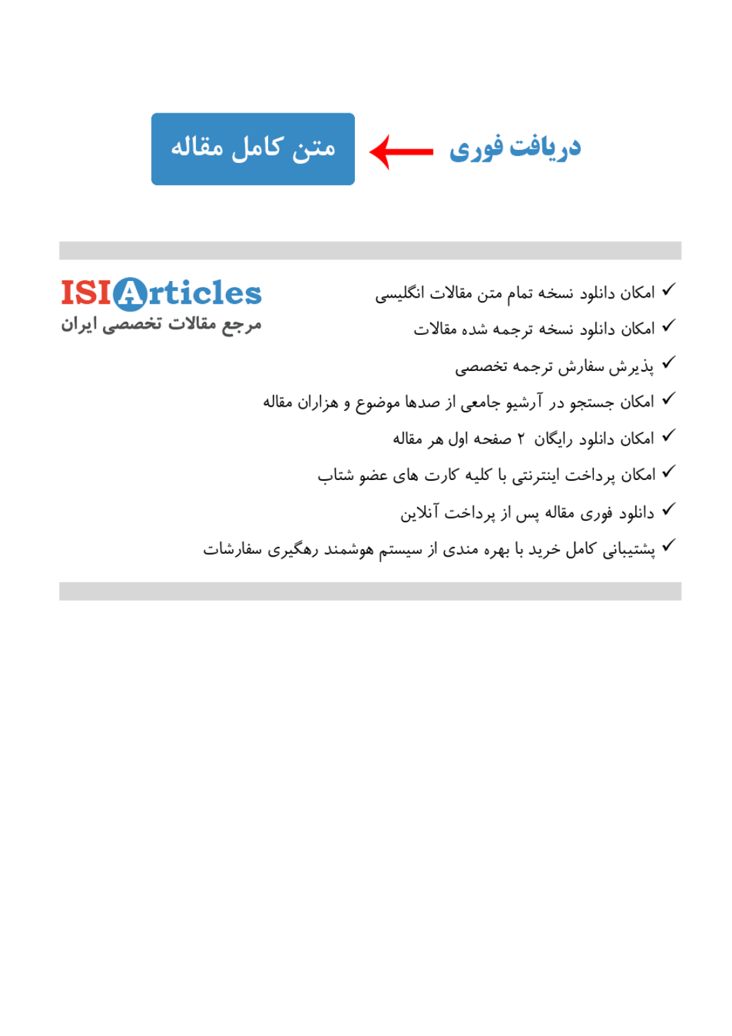دریافت فوری ← **متن کامل مقاله**

ISIArticles
مرجع مقالات تخصصی ایران

- ✓ امکان دانلود نسخه تمام متن مقالات انگلیسی
- ✓ امکان دانلود نسخه ترجمه شده مقالات
- ✓ پذیرش سفارش ترجمه تخصصی
- ✓ امکان جستجو در آرشیو جامعی از صدها موضوع و هزاران مقاله
- ✓ امکان دانلود رایگان ۲ صفحه اول هر مقاله
- ✓ امکان پرداخت اینترنتی با کلیه کارت های عضو شتاب
- ✓ دانلود فوری مقاله پس از پرداخت آنلاین
- ✓ پشتیبانی کامل خرید با بهره مندی از سیستم هوشمند رهگیری سفارشات